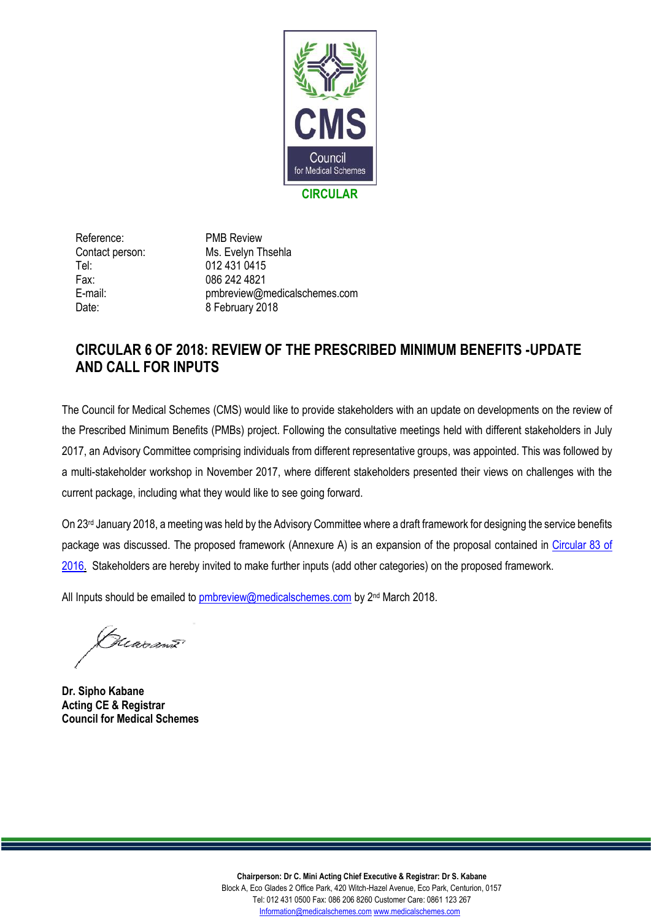CMS

Council for Medical Schemes

**CIRCULAR**

| | |
|---|---|
| Reference: | PMB Review |
| Contact person: | Ms. Evelyn Thsehla |
| Tel: | 012 431 0415 |
| Fax: | 086 242 4821 |
| E-mail: | pmbreview@medicalschemes.com |
| Date: | 8 February 2018 |

# CIRCULAR 6 OF 2018: REVIEW OF THE PRESCRIBED MINIMUM BENEFITS -UPDATE AND CALL FOR INPUTS

The Council for Medical Schemes (CMS) would like to provide stakeholders with an update on developments on the review of the Prescribed Minimum Benefits (PMBs) project. Following the consultative meetings held with different stakeholders in July 2017, an Advisory Committee comprising individuals from different representative groups, was appointed. This was followed by a multi-stakeholder workshop in November 2017, where different stakeholders presented their views on challenges with the current package, including what they would like to see going forward.

On 23rd January 2018, a meeting was held by the Advisory Committee where a draft framework for designing the service benefits package was discussed. The proposed framework (Annexure A) is an expansion of the proposal contained in Circular 83 of 2016. Stakeholders are hereby invited to make further inputs (add other categories) on the proposed framework.

All Inputs should be emailed to pmbreview@medicalschemes.com by 2nd March 2018.

**Dr. Sipho Kabane**
**Acting CE & Registrar**
**Council for Medical Schemes**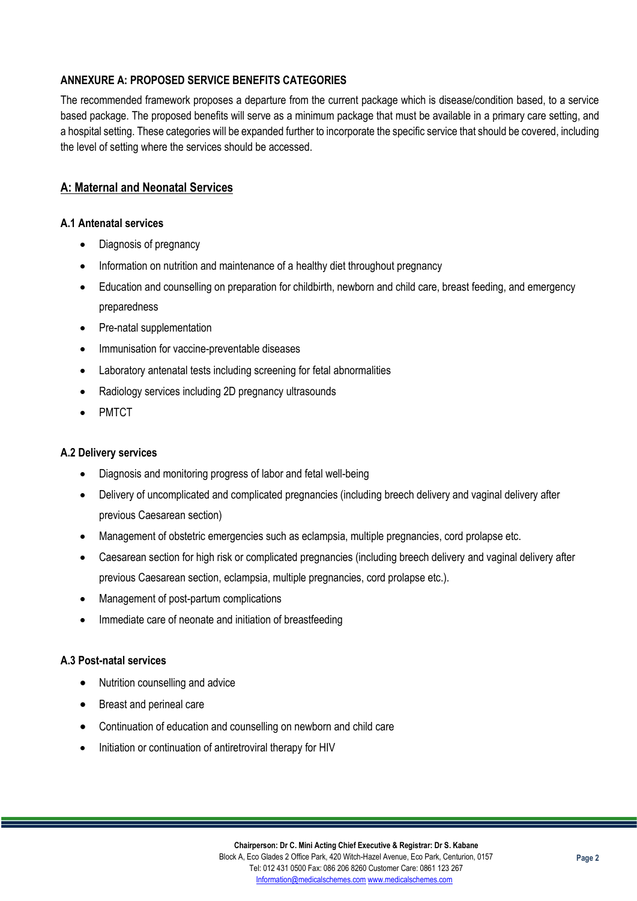## ANNEXURE A: PROPOSED SERVICE BENEFITS CATEGORIES

The recommended framework proposes a departure from the current package which is disease/condition based, to a service based package. The proposed benefits will serve as a minimum package that must be available in a primary care setting, and a hospital setting. These categories will be expanded further to incorporate the specific service that should be covered, including the level of setting where the services should be accessed.

### A: Maternal and Neonatal Services

#### A.1 Antenatal services

- Diagnosis of pregnancy
- Information on nutrition and maintenance of a healthy diet throughout pregnancy
- Education and counselling on preparation for childbirth, newborn and child care, breast feeding, and emergency preparedness
- Pre-natal supplementation
- Immunisation for vaccine-preventable diseases
- Laboratory antenatal tests including screening for fetal abnormalities
- Radiology services including 2D pregnancy ultrasounds
- PMTCT

#### A.2 Delivery services

- Diagnosis and monitoring progress of labor and fetal well-being
- Delivery of uncomplicated and complicated pregnancies (including breech delivery and vaginal delivery after previous Caesarean section)
- Management of obstetric emergencies such as eclampsia, multiple pregnancies, cord prolapse etc.
- Caesarean section for high risk or complicated pregnancies (including breech delivery and vaginal delivery after previous Caesarean section, eclampsia, multiple pregnancies, cord prolapse etc.).
- Management of post-partum complications
- Immediate care of neonate and initiation of breastfeeding

#### A.3 Post-natal services

- Nutrition counselling and advice
- Breast and perineal care
- Continuation of education and counselling on newborn and child care
- Initiation or continuation of antiretroviral therapy for HIV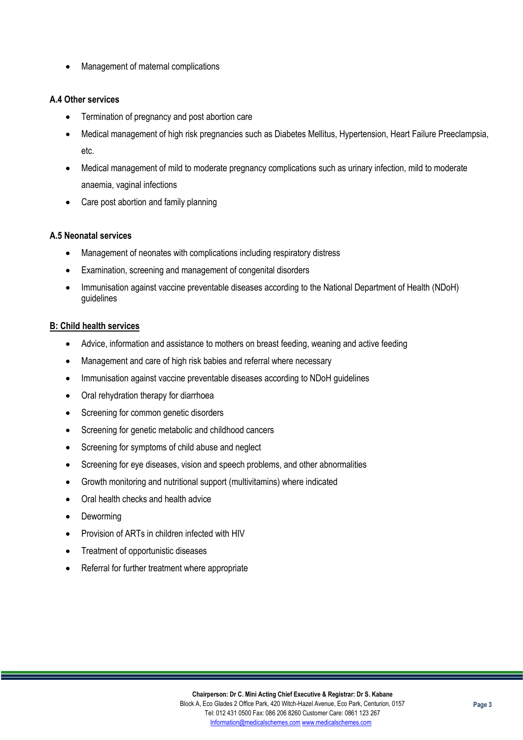- Management of maternal complications

**A.4 Other services**

- Termination of pregnancy and post abortion care
- Medical management of high risk pregnancies such as Diabetes Mellitus, Hypertension, Heart Failure Preeclampsia, etc.
- Medical management of mild to moderate pregnancy complications such as urinary infection, mild to moderate anaemia, vaginal infections
- Care post abortion and family planning

**A.5 Neonatal services**

- Management of neonates with complications including respiratory distress
- Examination, screening and management of congenital disorders
- Immunisation against vaccine preventable diseases according to the National Department of Health (NDoH) guidelines

**B: Child health services**

- Advice, information and assistance to mothers on breast feeding, weaning and active feeding
- Management and care of high risk babies and referral where necessary
- Immunisation against vaccine preventable diseases according to NDoH guidelines
- Oral rehydration therapy for diarrhoea
- Screening for common genetic disorders
- Screening for genetic metabolic and childhood cancers
- Screening for symptoms of child abuse and neglect
- Screening for eye diseases, vision and speech problems, and other abnormalities
- Growth monitoring and nutritional support (multivitamins) where indicated
- Oral health checks and health advice
- Deworming
- Provision of ARTs in children infected with HIV
- Treatment of opportunistic diseases
- Referral for further treatment where appropriate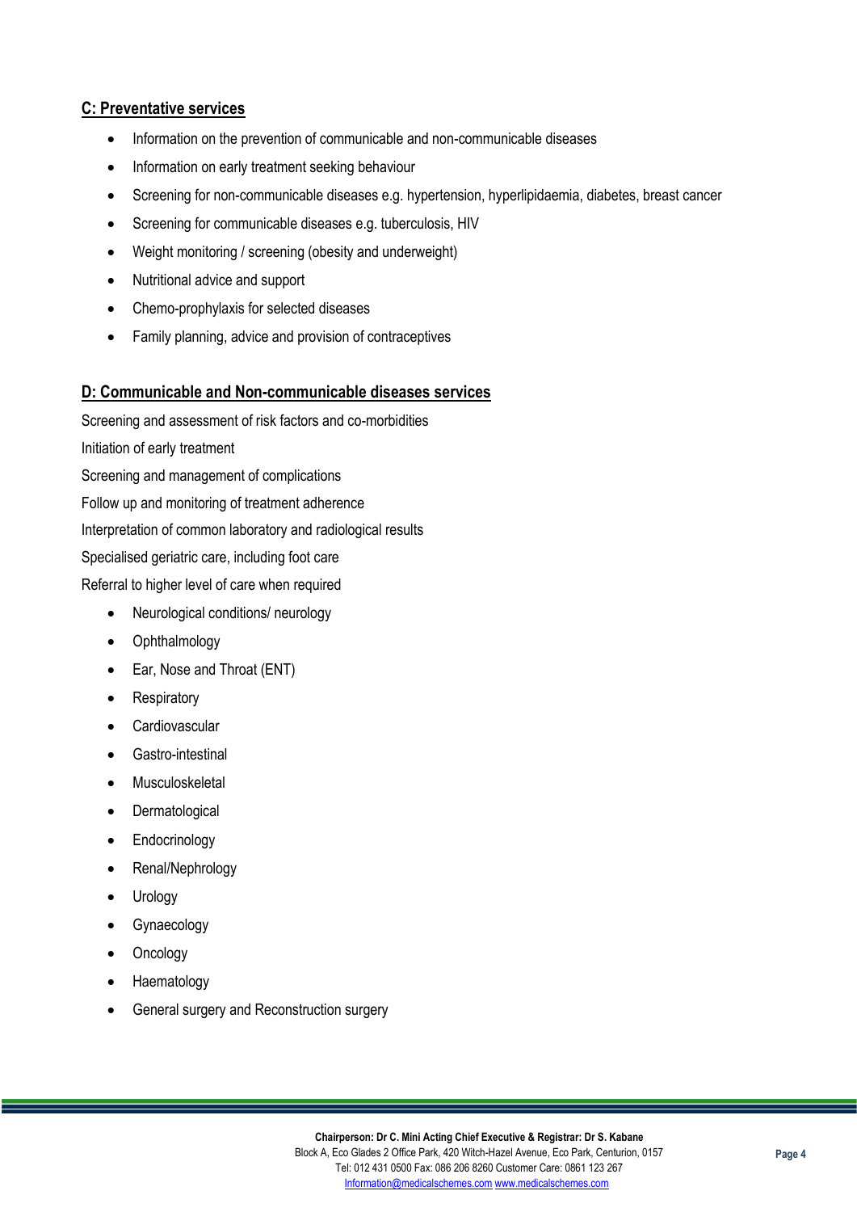## C: Preventative services

- Information on the prevention of communicable and non-communicable diseases
- Information on early treatment seeking behaviour
- Screening for non-communicable diseases e.g. hypertension, hyperlipidaemia, diabetes, breast cancer
- Screening for communicable diseases e.g. tuberculosis, HIV
- Weight monitoring / screening (obesity and underweight)
- Nutritional advice and support
- Chemo-prophylaxis for selected diseases
- Family planning, advice and provision of contraceptives

## D: Communicable and Non-communicable diseases services

Screening and assessment of risk factors and co-morbidities

Initiation of early treatment

Screening and management of complications

Follow up and monitoring of treatment adherence

Interpretation of common laboratory and radiological results

Specialised geriatric care, including foot care

Referral to higher level of care when required

- Neurological conditions/ neurology
- Ophthalmology
- Ear, Nose and Throat (ENT)
- Respiratory
- Cardiovascular
- Gastro-intestinal
- Musculoskeletal
- Dermatological
- Endocrinology
- Renal/Nephrology
- Urology
- Gynaecology
- Oncology
- Haematology
- General surgery and Reconstruction surgery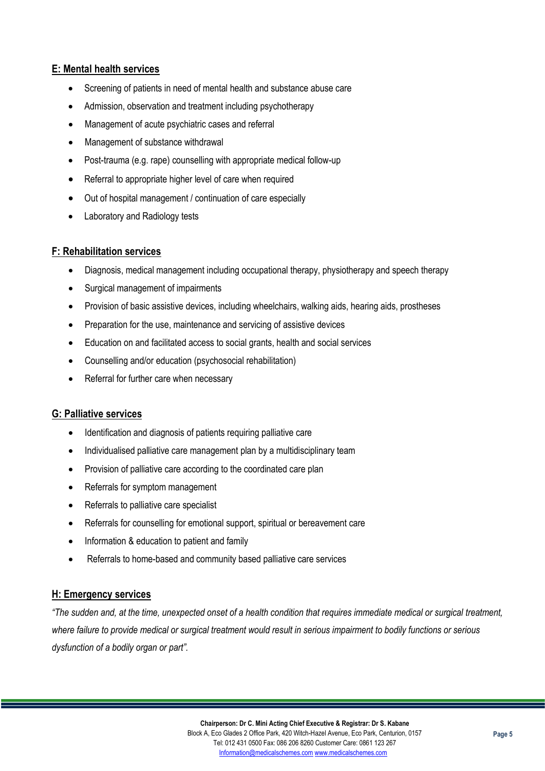## E: Mental health services

- Screening of patients in need of mental health and substance abuse care
- Admission, observation and treatment including psychotherapy
- Management of acute psychiatric cases and referral
- Management of substance withdrawal
- Post-trauma (e.g. rape) counselling with appropriate medical follow-up
- Referral to appropriate higher level of care when required
- Out of hospital management / continuation of care especially
- Laboratory and Radiology tests

## F: Rehabilitation services

- Diagnosis, medical management including occupational therapy, physiotherapy and speech therapy
- Surgical management of impairments
- Provision of basic assistive devices, including wheelchairs, walking aids, hearing aids, prostheses
- Preparation for the use, maintenance and servicing of assistive devices
- Education on and facilitated access to social grants, health and social services
- Counselling and/or education (psychosocial rehabilitation)
- Referral for further care when necessary

## G: Palliative services

- Identification and diagnosis of patients requiring palliative care
- Individualised palliative care management plan by a multidisciplinary team
- Provision of palliative care according to the coordinated care plan
- Referrals for symptom management
- Referrals to palliative care specialist
- Referrals for counselling for emotional support, spiritual or bereavement care
- Information & education to patient and family
- Referrals to home-based and community based palliative care services

## H: Emergency services

*"The sudden and, at the time, unexpected onset of a health condition that requires immediate medical or surgical treatment, where failure to provide medical or surgical treatment would result in serious impairment to bodily functions or serious dysfunction of a bodily organ or part".*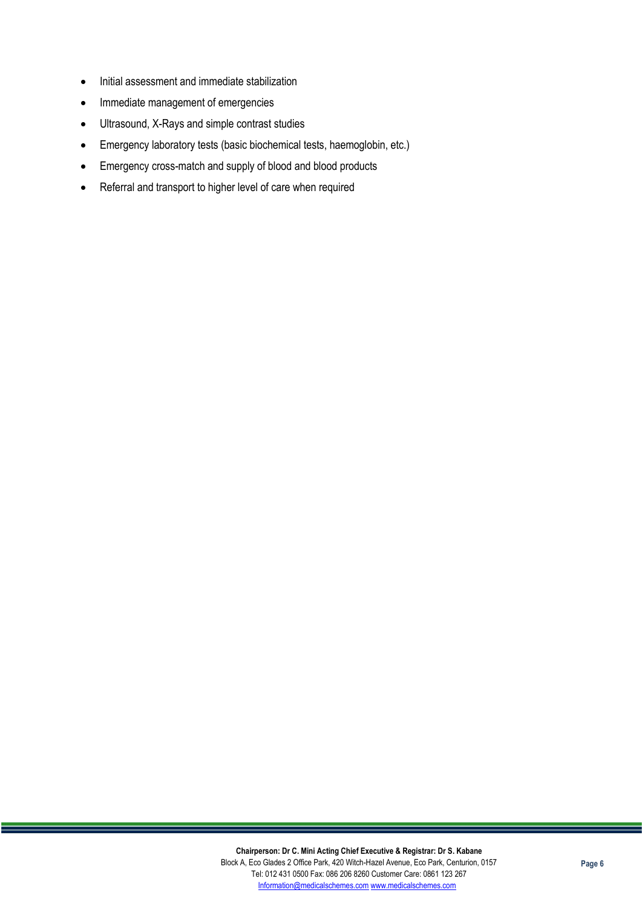- Initial assessment and immediate stabilization
- Immediate management of emergencies
- Ultrasound, X-Rays and simple contrast studies
- Emergency laboratory tests (basic biochemical tests, haemoglobin, etc.)
- Emergency cross-match and supply of blood and blood products
- Referral and transport to higher level of care when required